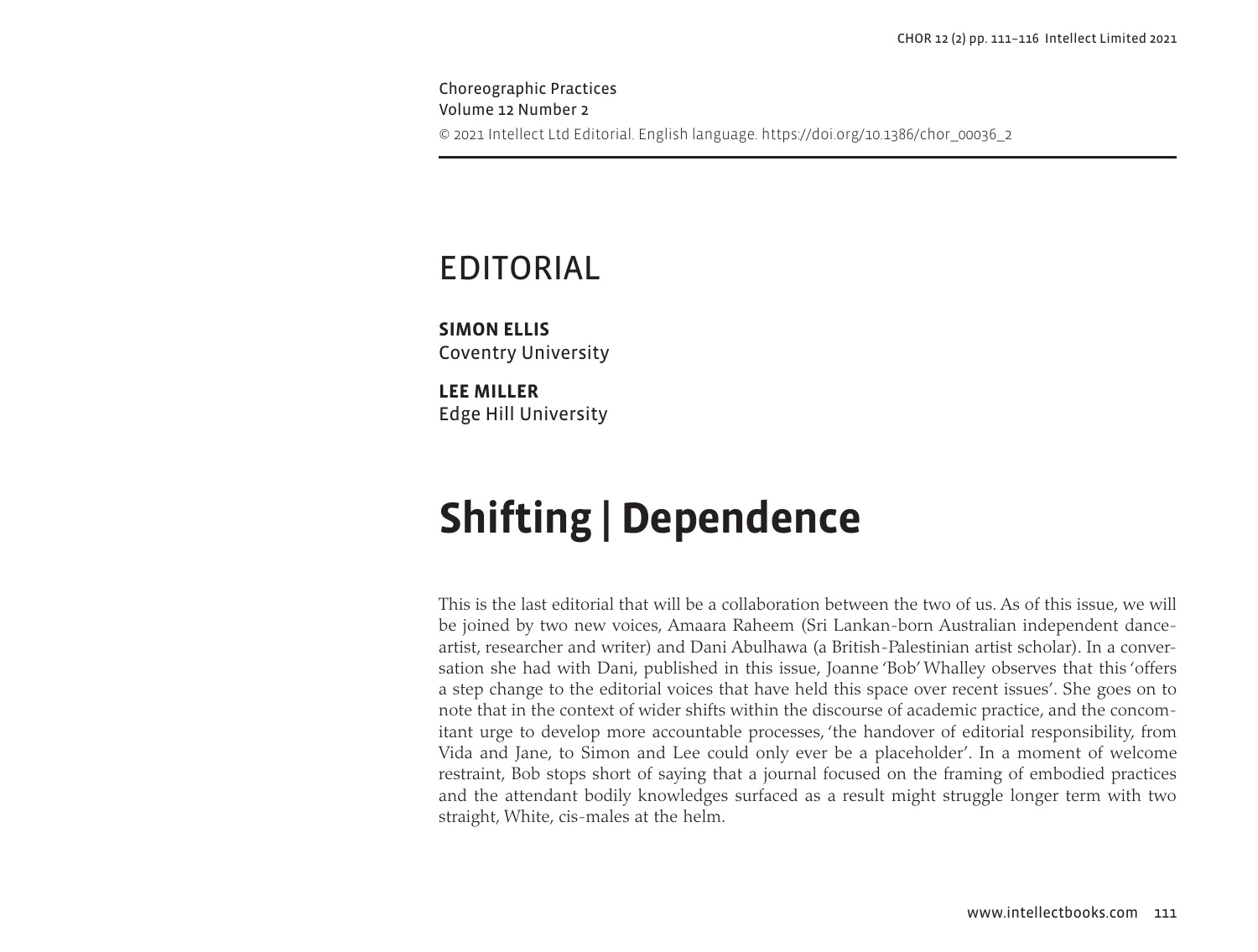Choreographic Practices
Volume 12 Number 2

© 2021 Intellect Ltd Editorial. English language. https://doi.org/10.1386/chor_00036_2

# EDITORIAL

**SIMON ELLIS**
Coventry University

**LEE MILLER**
Edge Hill University

# Shifting | Dependence

This is the last editorial that will be a collaboration between the two of us. As of this issue, we will be joined by two new voices, Amaara Raheem (Sri Lankan-born Australian independent dance-artist, researcher and writer) and Dani Abulhawa (a British-Palestinian artist scholar). In a conversation she had with Dani, published in this issue, Joanne 'Bob' Whalley observes that this 'offers a step change to the editorial voices that have held this space over recent issues'. She goes on to note that in the context of wider shifts within the discourse of academic practice, and the concomitant urge to develop more accountable processes, 'the handover of editorial responsibility, from Vida and Jane, to Simon and Lee could only ever be a placeholder'. In a moment of welcome restraint, Bob stops short of saying that a journal focused on the framing of embodied practices and the attendant bodily knowledges surfaced as a result might struggle longer term with two straight, White, cis-males at the helm.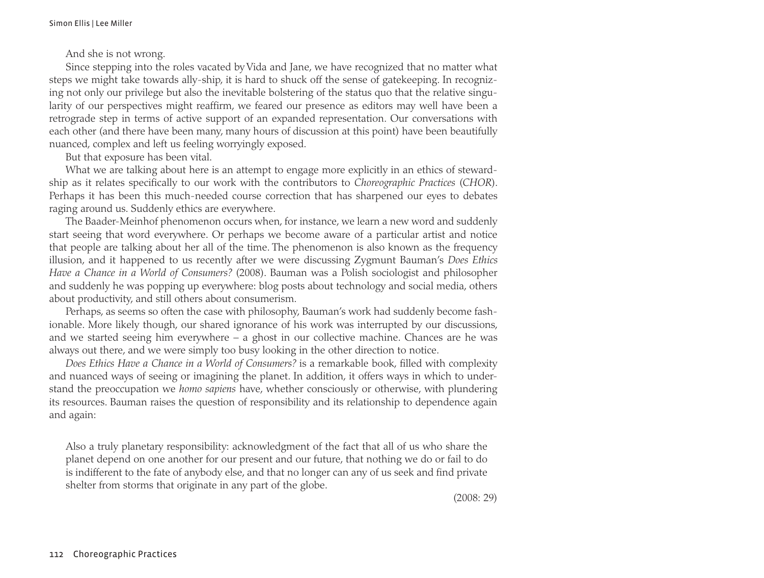And she is not wrong.

Since stepping into the roles vacated by Vida and Jane, we have recognized that no matter what steps we might take towards ally-ship, it is hard to shuck off the sense of gatekeeping. In recognizing not only our privilege but also the inevitable bolstering of the status quo that the relative singularity of our perspectives might reaffirm, we feared our presence as editors may well have been a retrograde step in terms of active support of an expanded representation. Our conversations with each other (and there have been many, many hours of discussion at this point) have been beautifully nuanced, complex and left us feeling worryingly exposed.

But that exposure has been vital.

What we are talking about here is an attempt to engage more explicitly in an ethics of stewardship as it relates specifically to our work with the contributors to *Choreographic Practices* (*CHOR*). Perhaps it has been this much-needed course correction that has sharpened our eyes to debates raging around us. Suddenly ethics are everywhere.

The Baader-Meinhof phenomenon occurs when, for instance, we learn a new word and suddenly start seeing that word everywhere. Or perhaps we become aware of a particular artist and notice that people are talking about her all of the time. The phenomenon is also known as the frequency illusion, and it happened to us recently after we were discussing Zygmunt Bauman's *Does Ethics Have a Chance in a World of Consumers?* (2008). Bauman was a Polish sociologist and philosopher and suddenly he was popping up everywhere: blog posts about technology and social media, others about productivity, and still others about consumerism.

Perhaps, as seems so often the case with philosophy, Bauman's work had suddenly become fashionable. More likely though, our shared ignorance of his work was interrupted by our discussions, and we started seeing him everywhere – a ghost in our collective machine. Chances are he was always out there, and we were simply too busy looking in the other direction to notice.

*Does Ethics Have a Chance in a World of Consumers?* is a remarkable book, filled with complexity and nuanced ways of seeing or imagining the planet. In addition, it offers ways in which to understand the preoccupation we *homo sapiens* have, whether consciously or otherwise, with plundering its resources. Bauman raises the question of responsibility and its relationship to dependence again and again:

> Also a truly planetary responsibility: acknowledgment of the fact that all of us who share the planet depend on one another for our present and our future, that nothing we do or fail to do is indifferent to the fate of anybody else, and that no longer can any of us seek and find private shelter from storms that originate in any part of the globe.
>
> (2008: 29)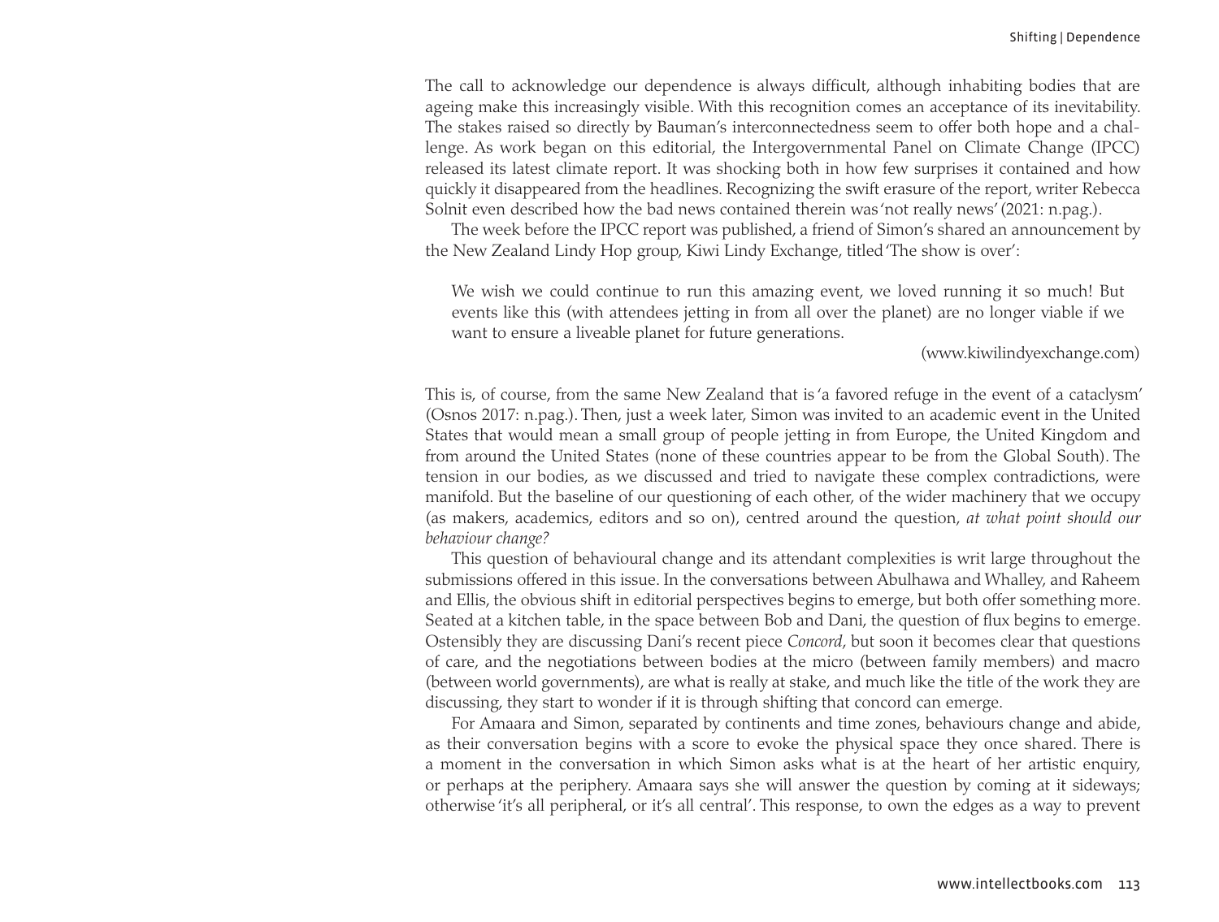The call to acknowledge our dependence is always difficult, although inhabiting bodies that are ageing make this increasingly visible. With this recognition comes an acceptance of its inevitability. The stakes raised so directly by Bauman's interconnectedness seem to offer both hope and a challenge. As work began on this editorial, the Intergovernmental Panel on Climate Change (IPCC) released its latest climate report. It was shocking both in how few surprises it contained and how quickly it disappeared from the headlines. Recognizing the swift erasure of the report, writer Rebecca Solnit even described how the bad news contained therein was 'not really news' (2021: n.pag.).

The week before the IPCC report was published, a friend of Simon's shared an announcement by the New Zealand Lindy Hop group, Kiwi Lindy Exchange, titled 'The show is over':

> We wish we could continue to run this amazing event, we loved running it so much! But events like this (with attendees jetting in from all over the planet) are no longer viable if we want to ensure a liveable planet for future generations.
>
> (www.kiwilindyexchange.com)

This is, of course, from the same New Zealand that is 'a favored refuge in the event of a cataclysm' (Osnos 2017: n.pag.). Then, just a week later, Simon was invited to an academic event in the United States that would mean a small group of people jetting in from Europe, the United Kingdom and from around the United States (none of these countries appear to be from the Global South). The tension in our bodies, as we discussed and tried to navigate these complex contradictions, were manifold. But the baseline of our questioning of each other, of the wider machinery that we occupy (as makers, academics, editors and so on), centred around the question, *at what point should our behaviour change?*

This question of behavioural change and its attendant complexities is writ large throughout the submissions offered in this issue. In the conversations between Abulhawa and Whalley, and Raheem and Ellis, the obvious shift in editorial perspectives begins to emerge, but both offer something more. Seated at a kitchen table, in the space between Bob and Dani, the question of flux begins to emerge. Ostensibly they are discussing Dani's recent piece *Concord*, but soon it becomes clear that questions of care, and the negotiations between bodies at the micro (between family members) and macro (between world governments), are what is really at stake, and much like the title of the work they are discussing, they start to wonder if it is through shifting that concord can emerge.

For Amaara and Simon, separated by continents and time zones, behaviours change and abide, as their conversation begins with a score to evoke the physical space they once shared. There is a moment in the conversation in which Simon asks what is at the heart of her artistic enquiry, or perhaps at the periphery. Amaara says she will answer the question by coming at it sideways; otherwise 'it's all peripheral, or it's all central'. This response, to own the edges as a way to prevent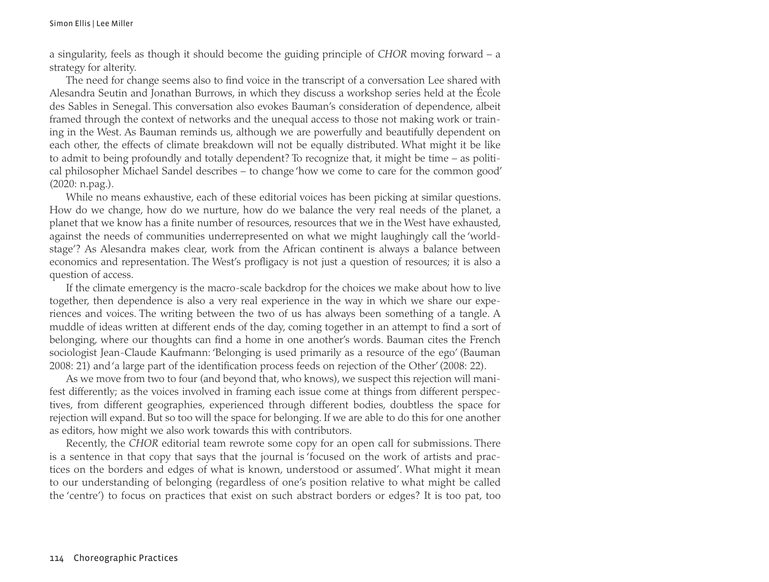a singularity, feels as though it should become the guiding principle of *CHOR* moving forward – a strategy for alterity.

The need for change seems also to find voice in the transcript of a conversation Lee shared with Alesandra Seutin and Jonathan Burrows, in which they discuss a workshop series held at the École des Sables in Senegal. This conversation also evokes Bauman's consideration of dependence, albeit framed through the context of networks and the unequal access to those not making work or training in the West. As Bauman reminds us, although we are powerfully and beautifully dependent on each other, the effects of climate breakdown will not be equally distributed. What might it be like to admit to being profoundly and totally dependent? To recognize that, it might be time – as political philosopher Michael Sandel describes – to change 'how we come to care for the common good' (2020: n.pag.).

While no means exhaustive, each of these editorial voices has been picking at similar questions. How do we change, how do we nurture, how do we balance the very real needs of the planet, a planet that we know has a finite number of resources, resources that we in the West have exhausted, against the needs of communities underrepresented on what we might laughingly call the 'world-stage'? As Alesandra makes clear, work from the African continent is always a balance between economics and representation. The West's profligacy is not just a question of resources; it is also a question of access.

If the climate emergency is the macro-scale backdrop for the choices we make about how to live together, then dependence is also a very real experience in the way in which we share our experiences and voices. The writing between the two of us has always been something of a tangle. A muddle of ideas written at different ends of the day, coming together in an attempt to find a sort of belonging, where our thoughts can find a home in one another's words. Bauman cites the French sociologist Jean-Claude Kaufmann: 'Belonging is used primarily as a resource of the ego' (Bauman 2008: 21) and 'a large part of the identification process feeds on rejection of the Other' (2008: 22).

As we move from two to four (and beyond that, who knows), we suspect this rejection will manifest differently; as the voices involved in framing each issue come at things from different perspectives, from different geographies, experienced through different bodies, doubtless the space for rejection will expand. But so too will the space for belonging. If we are able to do this for one another as editors, how might we also work towards this with contributors.

Recently, the *CHOR* editorial team rewrote some copy for an open call for submissions. There is a sentence in that copy that says that the journal is 'focused on the work of artists and practices on the borders and edges of what is known, understood or assumed'. What might it mean to our understanding of belonging (regardless of one's position relative to what might be called the 'centre') to focus on practices that exist on such abstract borders or edges? It is too pat, too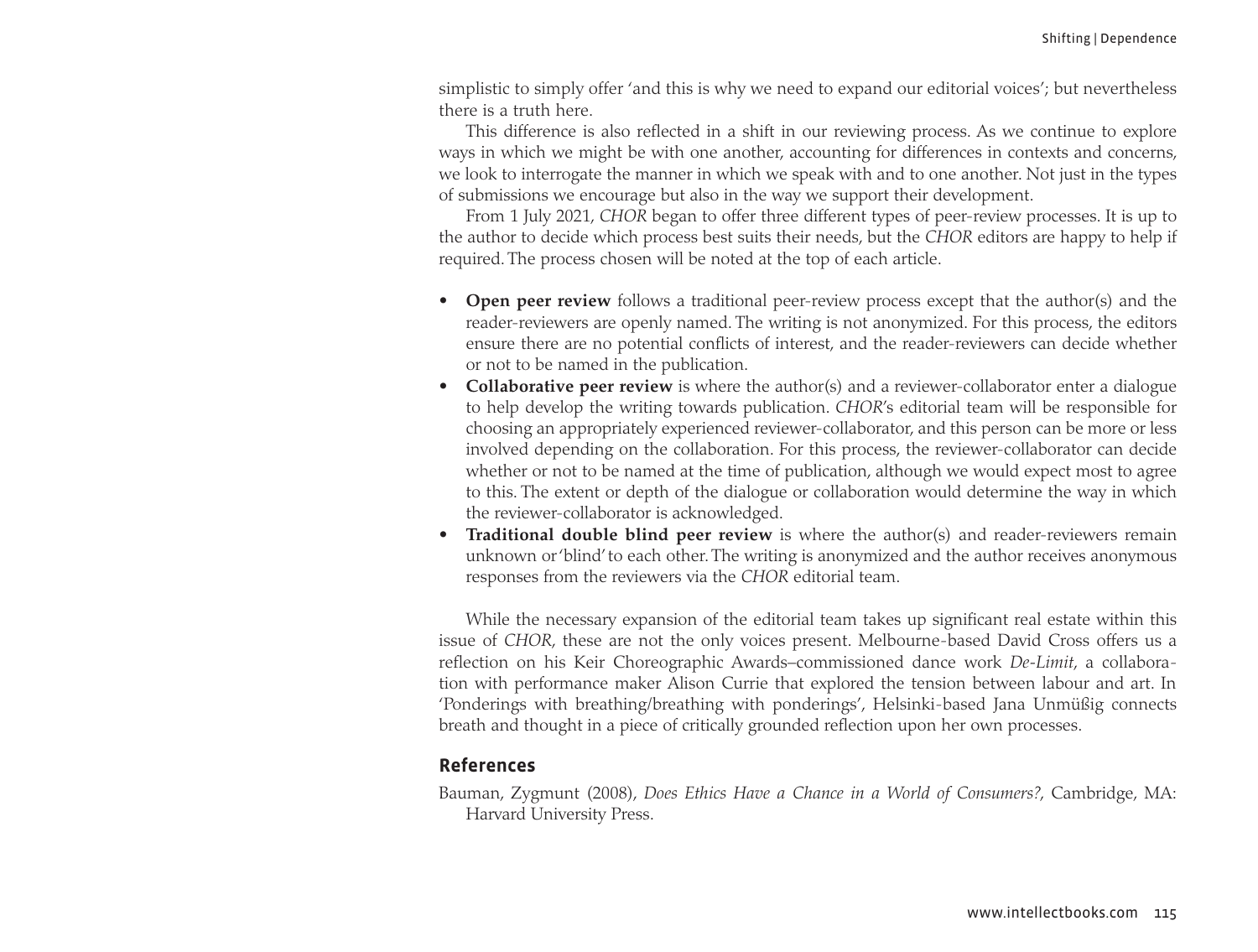simplistic to simply offer 'and this is why we need to expand our editorial voices'; but nevertheless there is a truth here.

This difference is also reflected in a shift in our reviewing process. As we continue to explore ways in which we might be with one another, accounting for differences in contexts and concerns, we look to interrogate the manner in which we speak with and to one another. Not just in the types of submissions we encourage but also in the way we support their development.

From 1 July 2021, *CHOR* began to offer three different types of peer-review processes. It is up to the author to decide which process best suits their needs, but the *CHOR* editors are happy to help if required. The process chosen will be noted at the top of each article.

- **Open peer review** follows a traditional peer-review process except that the author(s) and the reader-reviewers are openly named. The writing is not anonymized. For this process, the editors ensure there are no potential conflicts of interest, and the reader-reviewers can decide whether or not to be named in the publication.
- **Collaborative peer review** is where the author(s) and a reviewer-collaborator enter a dialogue to help develop the writing towards publication. *CHOR*'s editorial team will be responsible for choosing an appropriately experienced reviewer-collaborator, and this person can be more or less involved depending on the collaboration. For this process, the reviewer-collaborator can decide whether or not to be named at the time of publication, although we would expect most to agree to this. The extent or depth of the dialogue or collaboration would determine the way in which the reviewer-collaborator is acknowledged.
- **Traditional double blind peer review** is where the author(s) and reader-reviewers remain unknown or 'blind' to each other. The writing is anonymized and the author receives anonymous responses from the reviewers via the *CHOR* editorial team.

While the necessary expansion of the editorial team takes up significant real estate within this issue of *CHOR*, these are not the only voices present. Melbourne-based David Cross offers us a reflection on his Keir Choreographic Awards–commissioned dance work *De-Limit*, a collaboration with performance maker Alison Currie that explored the tension between labour and art. In 'Ponderings with breathing/breathing with ponderings', Helsinki-based Jana Unmüßig connects breath and thought in a piece of critically grounded reflection upon her own processes.

## References

Bauman, Zygmunt (2008), *Does Ethics Have a Chance in a World of Consumers?*, Cambridge, MA: Harvard University Press.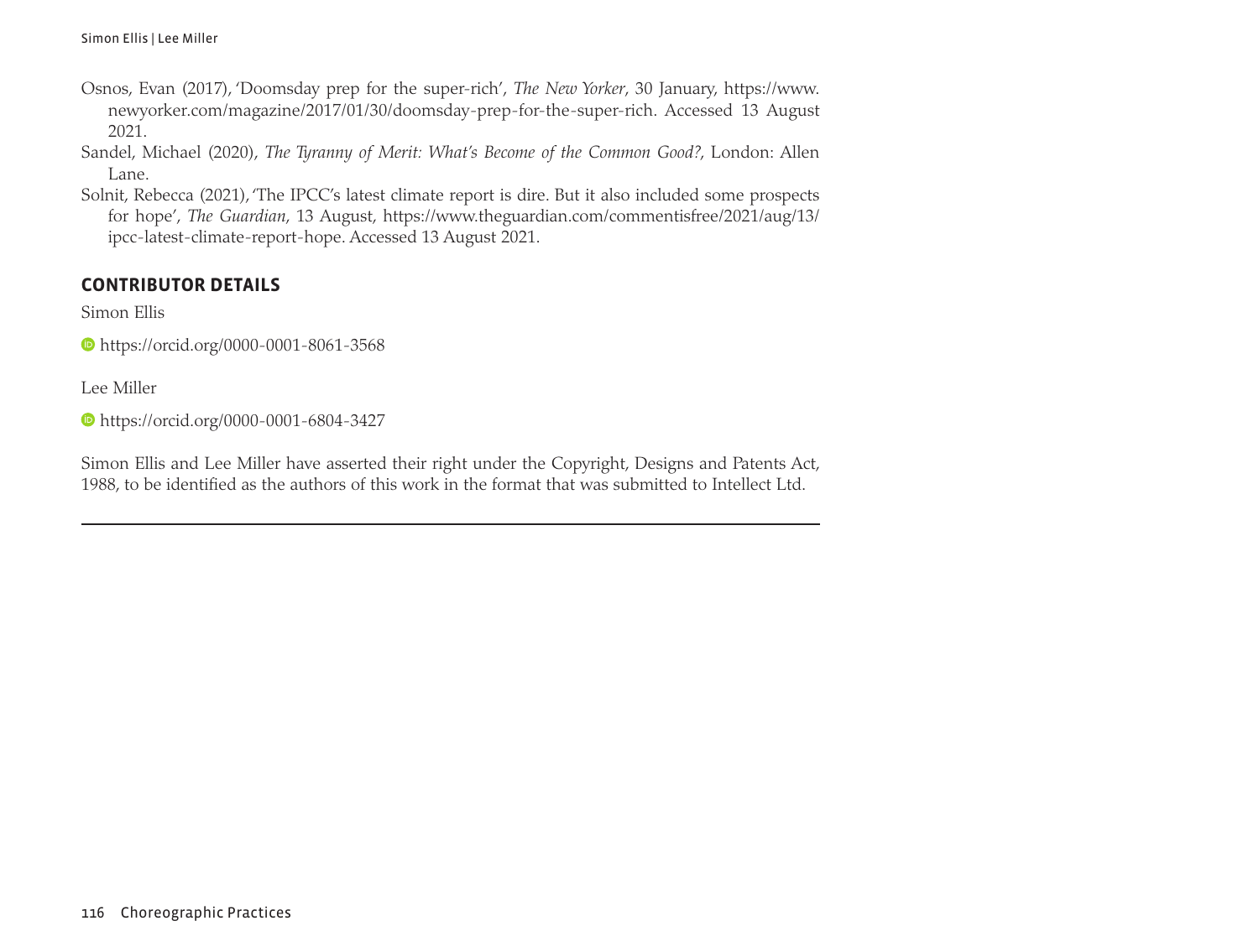Osnos, Evan (2017), 'Doomsday prep for the super-rich', *The New Yorker*, 30 January, https://www.newyorker.com/magazine/2017/01/30/doomsday-prep-for-the-super-rich. Accessed 13 August 2021.

Sandel, Michael (2020), *The Tyranny of Merit: What's Become of the Common Good?*, London: Allen Lane.

Solnit, Rebecca (2021), 'The IPCC's latest climate report is dire. But it also included some prospects for hope', *The Guardian*, 13 August, https://www.theguardian.com/commentisfree/2021/aug/13/ipcc-latest-climate-report-hope. Accessed 13 August 2021.

## CONTRIBUTOR DETAILS

Simon Ellis

https://orcid.org/0000-0001-8061-3568

Lee Miller

https://orcid.org/0000-0001-6804-3427

Simon Ellis and Lee Miller have asserted their right under the Copyright, Designs and Patents Act, 1988, to be identified as the authors of this work in the format that was submitted to Intellect Ltd.